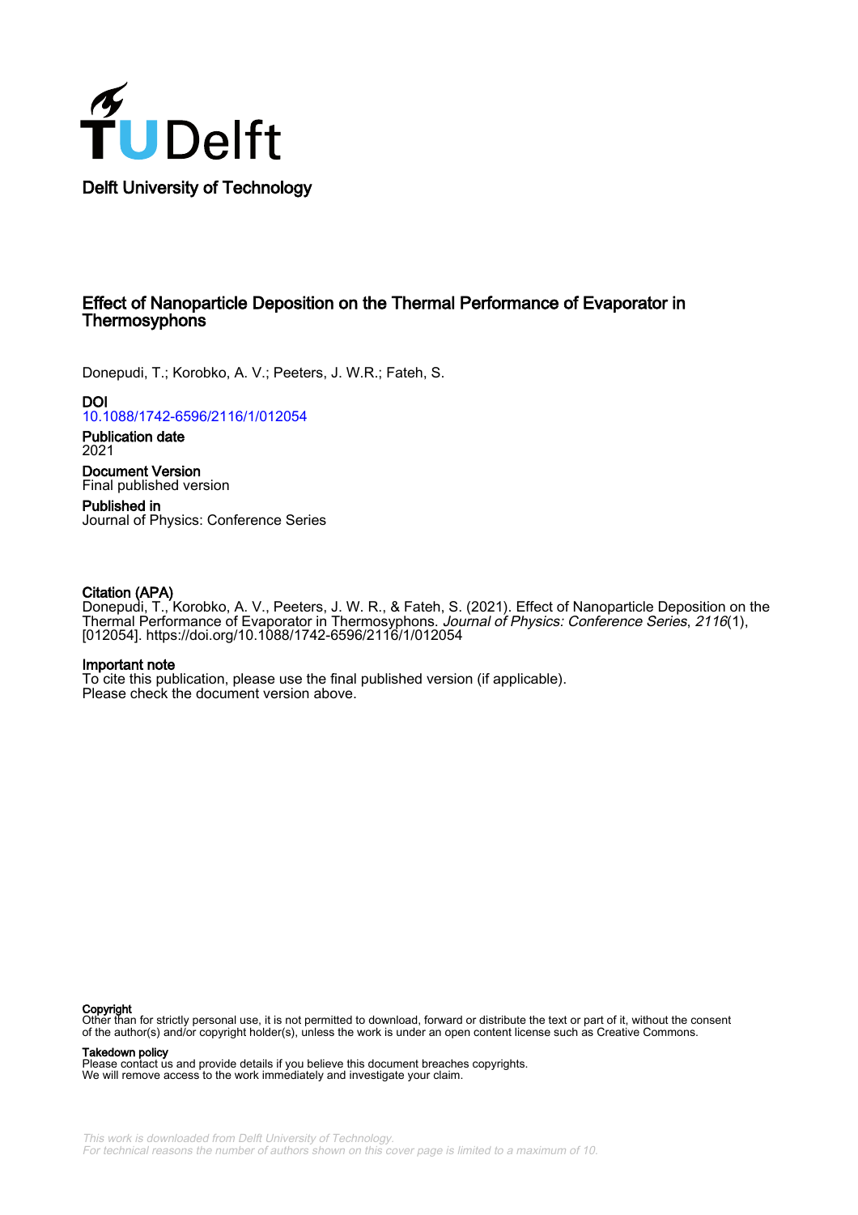Delft University of Technology

# Effect of Nanoparticle Deposition on the Thermal Performance of Evaporator in Thermosyphons

Donepudi, T.; Korobko, A. V.; Peeters, J. W.R.; Fateh, S.

**DOI**
10.1088/1742-6596/2116/1/012054

**Publication date**
2021

**Document Version**
Final published version

**Published in**
Journal of Physics: Conference Series

**Citation (APA)**
Donepudi, T., Korobko, A. V., Peeters, J. W. R., & Fateh, S. (2021). Effect of Nanoparticle Deposition on the Thermal Performance of Evaporator in Thermosyphons. *Journal of Physics: Conference Series*, *2116*(1), [012054]. https://doi.org/10.1088/1742-6596/2116/1/012054

**Important note**
To cite this publication, please use the final published version (if applicable).
Please check the document version above.

**Copyright**
Other than for strictly personal use, it is not permitted to download, forward or distribute the text or part of it, without the consent of the author(s) and/or copyright holder(s), unless the work is under an open content license such as Creative Commons.

**Takedown policy**
Please contact us and provide details if you believe this document breaches copyrights.
We will remove access to the work immediately and investigate your claim.

*This work is downloaded from Delft University of Technology.*
*For technical reasons the number of authors shown on this cover page is limited to a maximum of 10.*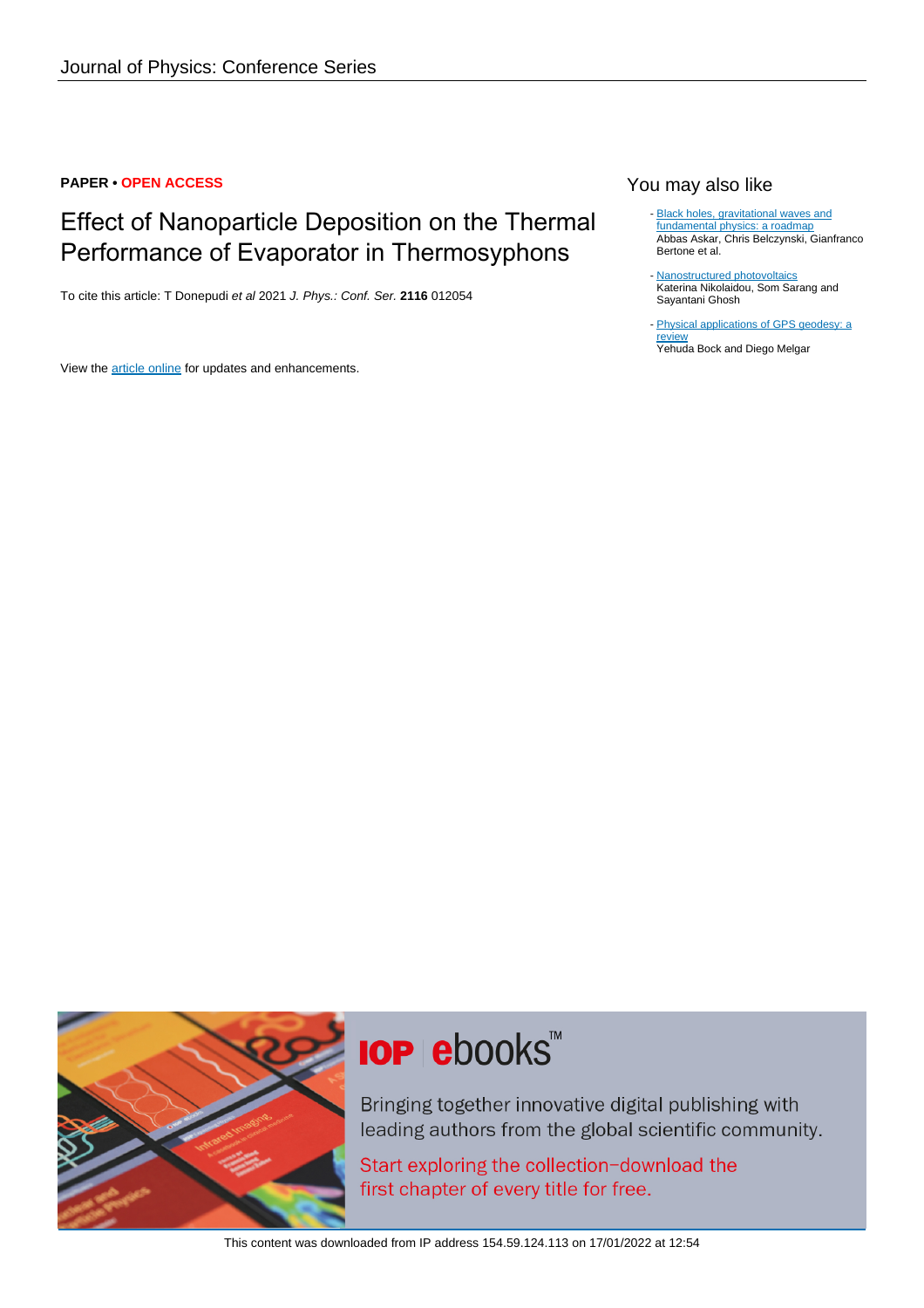Journal of Physics: Conference Series

**PAPER • OPEN ACCESS**

# Effect of Nanoparticle Deposition on the Thermal Performance of Evaporator in Thermosyphons

To cite this article: T Donepudi *et al* 2021 *J. Phys.: Conf. Ser.* **2116** 012054

View the article online for updates and enhancements.

## You may also like

- Black holes, gravitational waves and fundamental physics: a roadmap
  Abbas Askar, Chris Belczynski, Gianfranco Bertone et al.

- Nanostructured photovoltaics
  Katerina Nikolaidou, Som Sarang and Sayantani Ghosh

- Physical applications of GPS geodesy: a review
  Yehuda Bock and Diego Melgar

IOP ebooks™

Bringing together innovative digital publishing with leading authors from the global scientific community.

Start exploring the collection–download the first chapter of every title for free.

This content was downloaded from IP address 154.59.124.113 on 17/01/2022 at 12:54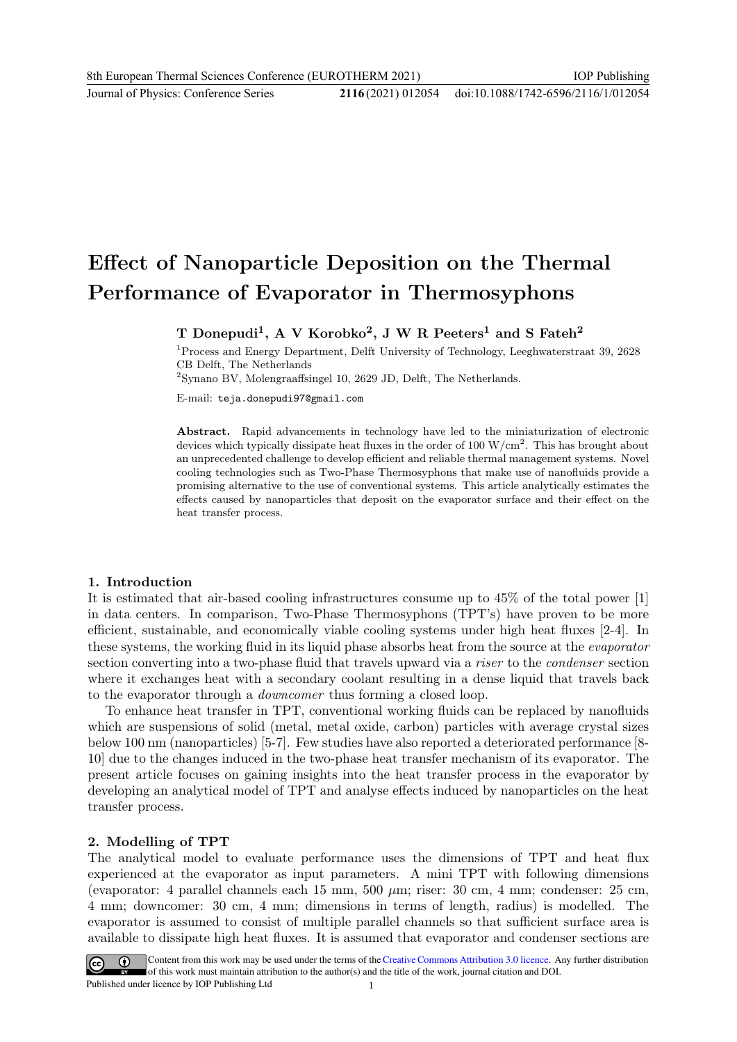# Effect of Nanoparticle Deposition on the Thermal Performance of Evaporator in Thermosyphons

**T Donepudi[1], A V Korobko[2], J W R Peeters[1] and S Fateh[2]**

[1]Process and Energy Department, Delft University of Technology, Leeghwaterstraat 39, 2628 CB Delft, The Netherlands

[2]Synano BV, Molengraaffsingel 10, 2629 JD, Delft, The Netherlands.

E-mail: teja.donepudi97@gmail.com

**Abstract.** Rapid advancements in technology have led to the miniaturization of electronic devices which typically dissipate heat fluxes in the order of 100 W/cm$^2$. This has brought about an unprecedented challenge to develop efficient and reliable thermal management systems. Novel cooling technologies such as Two-Phase Thermosyphons that make use of nanofluids provide a promising alternative to the use of conventional systems. This article analytically estimates the effects caused by nanoparticles that deposit on the evaporator surface and their effect on the heat transfer process.

## 1. Introduction

It is estimated that air-based cooling infrastructures consume up to 45% of the total power [1] in data centers. In comparison, Two-Phase Thermosyphons (TPT's) have proven to be more efficient, sustainable, and economically viable cooling systems under high heat fluxes [2-4]. In these systems, the working fluid in its liquid phase absorbs heat from the source at the *evaporator* section converting into a two-phase fluid that travels upward via a *riser* to the *condenser* section where it exchanges heat with a secondary coolant resulting in a dense liquid that travels back to the evaporator through a *downcomer* thus forming a closed loop.

To enhance heat transfer in TPT, conventional working fluids can be replaced by nanofluids which are suspensions of solid (metal, metal oxide, carbon) particles with average crystal sizes below 100 nm (nanoparticles) [5-7]. Few studies have also reported a deteriorated performance [8-10] due to the changes induced in the two-phase heat transfer mechanism of its evaporator. The present article focuses on gaining insights into the heat transfer process in the evaporator by developing an analytical model of TPT and analyse effects induced by nanoparticles on the heat transfer process.

## 2. Modelling of TPT

The analytical model to evaluate performance uses the dimensions of TPT and heat flux experienced at the evaporator as input parameters. A mini TPT with following dimensions (evaporator: 4 parallel channels each 15 mm, 500 $\mu$m; riser: 30 cm, 4 mm; condenser: 25 cm, 4 mm; downcomer: 30 cm, 4 mm; dimensions in terms of length, radius) is modelled. The evaporator is assumed to consist of multiple parallel channels so that sufficient surface area is available to dissipate high heat fluxes. It is assumed that evaporator and condenser sections are

Content from this work may be used under the terms of the Creative Commons Attribution 3.0 licence. Any further distribution of this work must maintain attribution to the author(s) and the title of the work, journal citation and DOI.

Published under licence by IOP Publishing Ltd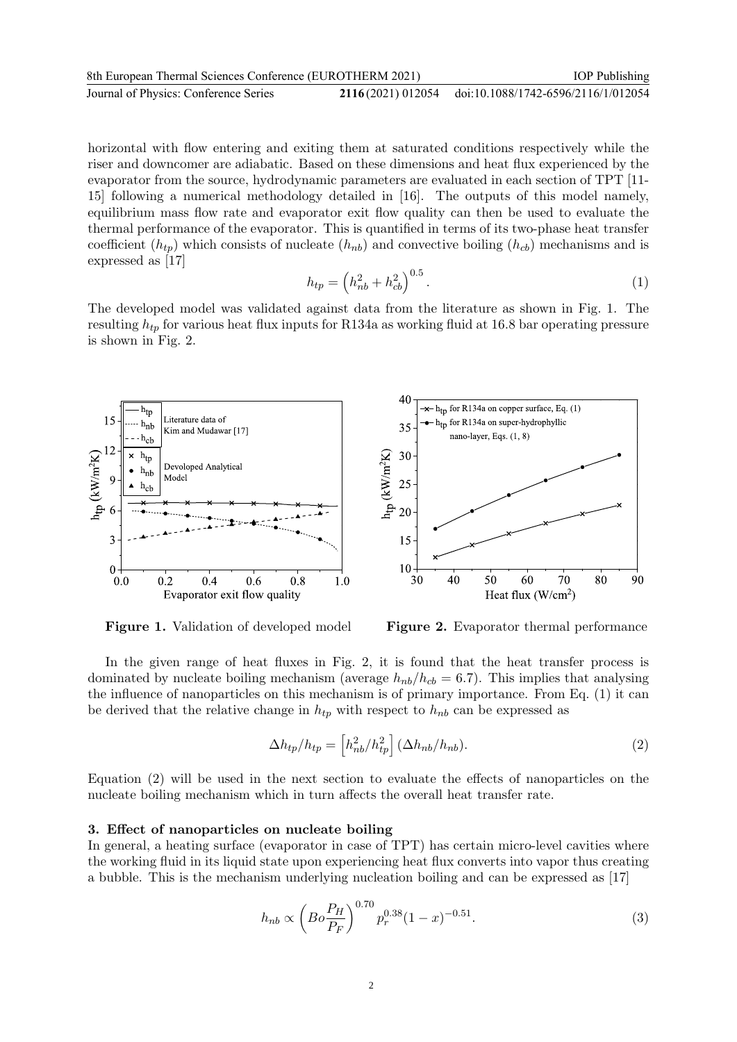horizontal with flow entering and exiting them at saturated conditions respectively while the riser and downcomer are adiabatic. Based on these dimensions and heat flux experienced by the evaporator from the source, hydrodynamic parameters are evaluated in each section of TPT [11-15] following a numerical methodology detailed in [16]. The outputs of this model namely, equilibrium mass flow rate and evaporator exit flow quality can then be used to evaluate the thermal performance of the evaporator. This is quantified in terms of its two-phase heat transfer coefficient ($h_{tp}$) which consists of nucleate ($h_{nb}$) and convective boiling ($h_{cb}$) mechanisms and is expressed as [17]

$$h_{tp} = \left(h_{nb}^2 + h_{cb}^2\right)^{0.5}. \tag{1}$$

The developed model was validated against data from the literature as shown in Fig. 1. The resulting $h_{tp}$ for various heat flux inputs for R134a as working fluid at 16.8 bar operating pressure is shown in Fig. 2.

**Figure 1.** Validation of developed model

**Figure 2.** Evaporator thermal performance

In the given range of heat fluxes in Fig. 2, it is found that the heat transfer process is dominated by nucleate boiling mechanism (average $h_{nb}/h_{cb} = 6.7$). This implies that analysing the influence of nanoparticles on this mechanism is of primary importance. From Eq. (1) it can be derived that the relative change in $h_{tp}$ with respect to $h_{nb}$ can be expressed as

$$\Delta h_{tp}/h_{tp} = \left[h_{nb}^2/h_{tp}^2\right](\Delta h_{nb}/h_{nb}). \tag{2}$$

Equation (2) will be used in the next section to evaluate the effects of nanoparticles on the nucleate boiling mechanism which in turn affects the overall heat transfer rate.

## 3. Effect of nanoparticles on nucleate boiling

In general, a heating surface (evaporator in case of TPT) has certain micro-level cavities where the working fluid in its liquid state upon experiencing heat flux converts into vapor thus creating a bubble. This is the mechanism underlying nucleation boiling and can be expressed as [17]

$$h_{nb} \propto \left(Bo\frac{P_H}{P_F}\right)^{0.70} p_r^{0.38}(1-x)^{-0.51}. \tag{3}$$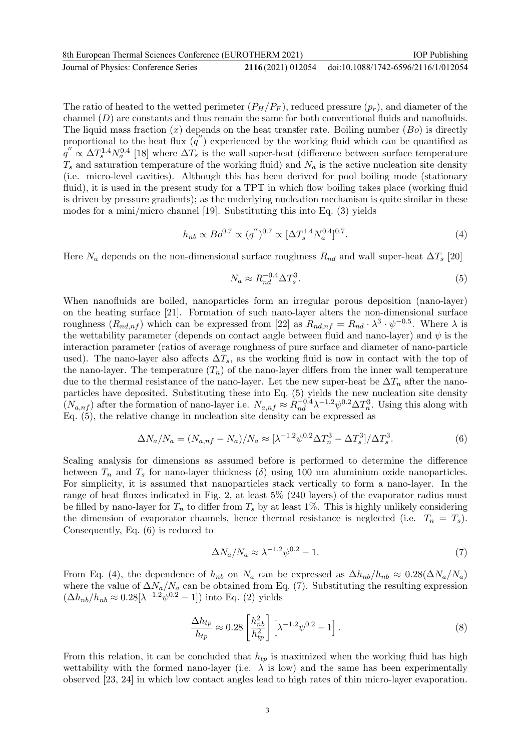The ratio of heated to the wetted perimeter ($P_H/P_F$), reduced pressure ($p_r$), and diameter of the channel ($D$) are constants and thus remain the same for both conventional fluids and nanofluids. The liquid mass fraction ($x$) depends on the heat transfer rate. Boiling number ($Bo$) is directly proportional to the heat flux ($q^{''}$) experienced by the working fluid which can be quantified as $q^{''} \propto \Delta T_s^{1.4} N_a^{0.4}$ [18] where $\Delta T_s$ is the wall super-heat (difference between surface temperature $T_s$ and saturation temperature of the working fluid) and $N_a$ is the active nucleation site density (i.e. micro-level cavities). Although this has been derived for pool boiling mode (stationary fluid), it is used in the present study for a TPT in which flow boiling takes place (working fluid is driven by pressure gradients); as the underlying nucleation mechanism is quite similar in these modes for a mini/micro channel [19]. Substituting this into Eq. (3) yields

$$h_{nb} \propto Bo^{0.7} \propto (q^{''})^{0.7} \propto [\Delta T_s^{1.4} N_a^{0.4}]^{0.7}. \tag{4}$$

Here $N_a$ depends on the non-dimensional surface roughness $R_{nd}$ and wall super-heat $\Delta T_s$ [20]

$$N_a \approx R_{nd}^{-0.4} \Delta T_s^3. \tag{5}$$

When nanofluids are boiled, nanoparticles form an irregular porous deposition (nano-layer) on the heating surface [21]. Formation of such nano-layer alters the non-dimensional surface roughness ($R_{nd,nf}$) which can be expressed from [22] as $R_{nd,nf} = R_{nd} \cdot \lambda^3 \cdot \psi^{-0.5}$. Where $\lambda$ is the wettability parameter (depends on contact angle between fluid and nano-layer) and $\psi$ is the interaction parameter (ratios of average roughness of pure surface and diameter of nano-particle used). The nano-layer also affects $\Delta T_s$, as the working fluid is now in contact with the top of the nano-layer. The temperature ($T_n$) of the nano-layer differs from the inner wall temperature due to the thermal resistance of the nano-layer. Let the new super-heat be $\Delta T_n$ after the nano-particles have deposited. Substituting these into Eq. (5) yields the new nucleation site density ($N_{a,nf}$) after the formation of nano-layer i.e. $N_{a,nf} \approx R_{nd}^{-0.4} \lambda^{-1.2} \psi^{0.2} \Delta T_n^3$. Using this along with Eq. (5), the relative change in nucleation site density can be expressed as

$$\Delta N_a/N_a = (N_{a,nf} - N_a)/N_a \approx [\lambda^{-1.2} \psi^{0.2} \Delta T_n^3 - \Delta T_s^3]/\Delta T_s^3. \tag{6}$$

Scaling analysis for dimensions as assumed before is performed to determine the difference between $T_n$ and $T_s$ for nano-layer thickness ($\delta$) using 100 nm aluminium oxide nanoparticles. For simplicity, it is assumed that nanoparticles stack vertically to form a nano-layer. In the range of heat fluxes indicated in Fig. 2, at least 5% (240 layers) of the evaporator radius must be filled by nano-layer for $T_n$ to differ from $T_s$ by at least 1%. This is highly unlikely considering the dimension of evaporator channels, hence thermal resistance is neglected (i.e. $T_n = T_s$). Consequently, Eq. (6) is reduced to

$$\Delta N_a/N_a \approx \lambda^{-1.2} \psi^{0.2} - 1. \tag{7}$$

From Eq. (4), the dependence of $h_{nb}$ on $N_a$ can be expressed as $\Delta h_{nb}/h_{nb} \approx 0.28(\Delta N_a/N_a)$ where the value of $\Delta N_a/N_a$ can be obtained from Eq. (7). Substituting the resulting expression ($\Delta h_{nb}/h_{nb} \approx 0.28[\lambda^{-1.2} \psi^{0.2} - 1]$) into Eq. (2) yields

$$\frac{\Delta h_{tp}}{h_{tp}} \approx 0.28 \left[ \frac{h_{nb}^2}{h_{tp}^2} \right] \left[ \lambda^{-1.2} \psi^{0.2} - 1 \right]. \tag{8}$$

From this relation, it can be concluded that $h_{tp}$ is maximized when the working fluid has high wettability with the formed nano-layer (i.e. $\lambda$ is low) and the same has been experimentally observed [23, 24] in which low contact angles lead to high rates of thin micro-layer evaporation.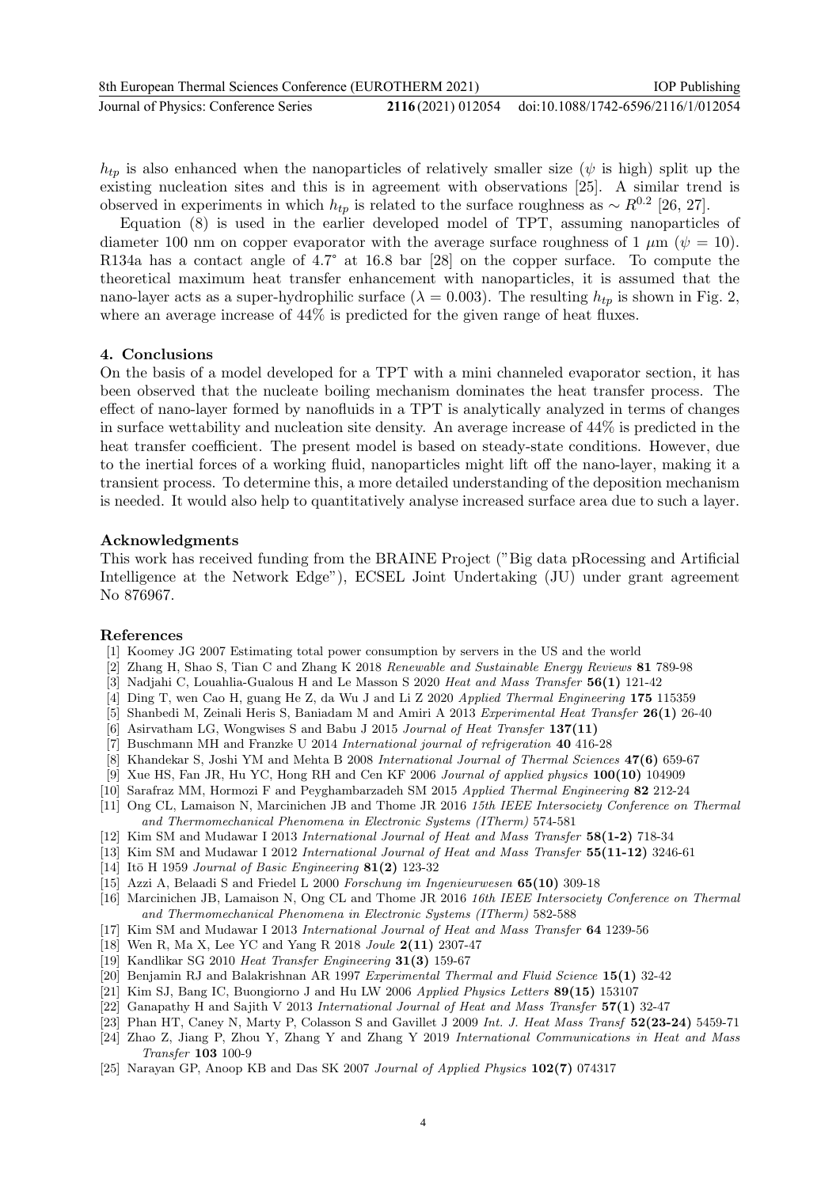$h_{tp}$ is also enhanced when the nanoparticles of relatively smaller size ($\psi$ is high) split up the existing nucleation sites and this is in agreement with observations [25]. A similar trend is observed in experiments in which $h_{tp}$ is related to the surface roughness as $\sim R^{0.2}$ [26, 27].

Equation (8) is used in the earlier developed model of TPT, assuming nanoparticles of diameter 100 nm on copper evaporator with the average surface roughness of 1 $\mu$m ($\psi = 10$). R134a has a contact angle of 4.7° at 16.8 bar [28] on the copper surface. To compute the theoretical maximum heat transfer enhancement with nanoparticles, it is assumed that the nano-layer acts as a super-hydrophilic surface ($\lambda = 0.003$). The resulting $h_{tp}$ is shown in Fig. 2, where an average increase of 44% is predicted for the given range of heat fluxes.

## 4. Conclusions

On the basis of a model developed for a TPT with a mini channeled evaporator section, it has been observed that the nucleate boiling mechanism dominates the heat transfer process. The effect of nano-layer formed by nanofluids in a TPT is analytically analyzed in terms of changes in surface wettability and nucleation site density. An average increase of 44% is predicted in the heat transfer coefficient. The present model is based on steady-state conditions. However, due to the inertial forces of a working fluid, nanoparticles might lift off the nano-layer, making it a transient process. To determine this, a more detailed understanding of the deposition mechanism is needed. It would also help to quantitatively analyse increased surface area due to such a layer.

## Acknowledgments

This work has received funding from the BRAINE Project ("Big data pRocessing and Artificial Intelligence at the Network Edge"), ECSEL Joint Undertaking (JU) under grant agreement No 876967.

## References

[1] Koomey JG 2007 Estimating total power consumption by servers in the US and the world
[2] Zhang H, Shao S, Tian C and Zhang K 2018 *Renewable and Sustainable Energy Reviews* **81** 789-98
[3] Nadjahi C, Louahlia-Gualous H and Le Masson S 2020 *Heat and Mass Transfer* **56(1)** 121-42
[4] Ding T, wen Cao H, guang He Z, da Wu J and Li Z 2020 *Applied Thermal Engineering* **175** 115359
[5] Shanbedi M, Zeinali Heris S, Baniadam M and Amiri A 2013 *Experimental Heat Transfer* **26(1)** 26-40
[6] Asirvatham LG, Wongwises S and Babu J 2015 *Journal of Heat Transfer* **137(11)**
[7] Buschmann MH and Franzke U 2014 *International journal of refrigeration* **40** 416-28
[8] Khandekar S, Joshi YM and Mehta B 2008 *International Journal of Thermal Sciences* **47(6)** 659-67
[9] Xue HS, Fan JR, Hu YC, Hong RH and Cen KF 2006 *Journal of applied physics* **100(10)** 104909
[10] Sarafraz MM, Hormozi F and Peyghambarzadeh SM 2015 *Applied Thermal Engineering* **82** 212-24
[11] Ong CL, Lamaison N, Marcinichen JB and Thome JR 2016 *15th IEEE Intersociety Conference on Thermal and Thermomechanical Phenomena in Electronic Systems (ITherm)* 574-581
[12] Kim SM and Mudawar I 2013 *International Journal of Heat and Mass Transfer* **58(1-2)** 718-34
[13] Kim SM and Mudawar I 2012 *International Journal of Heat and Mass Transfer* **55(11-12)** 3246-61
[14] Itō H 1959 *Journal of Basic Engineering* **81(2)** 123-32
[15] Azzi A, Belaadi S and Friedel L 2000 *Forschung im Ingenieurwesen* **65(10)** 309-18
[16] Marcinichen JB, Lamaison N, Ong CL and Thome JR 2016 *16th IEEE Intersociety Conference on Thermal and Thermomechanical Phenomena in Electronic Systems (ITherm)* 582-588
[17] Kim SM and Mudawar I 2013 *International Journal of Heat and Mass Transfer* **64** 1239-56
[18] Wen R, Ma X, Lee YC and Yang R 2018 *Joule* **2(11)** 2307-47
[19] Kandlikar SG 2010 *Heat Transfer Engineering* **31(3)** 159-67
[20] Benjamin RJ and Balakrishnan AR 1997 *Experimental Thermal and Fluid Science* **15(1)** 32-42
[21] Kim SJ, Bang IC, Buongiorno J and Hu LW 2006 *Applied Physics Letters* **89(15)** 153107
[22] Ganapathy H and Sajith V 2013 *International Journal of Heat and Mass Transfer* **57(1)** 32-47
[23] Phan HT, Caney N, Marty P, Colasson S and Gavillet J 2009 *Int. J. Heat Mass Transf* **52(23-24)** 5459-71
[24] Zhao Z, Jiang P, Zhou Y, Zhang Y and Zhang Y 2019 *International Communications in Heat and Mass Transfer* **103** 100-9
[25] Narayan GP, Anoop KB and Das SK 2007 *Journal of Applied Physics* **102(7)** 074317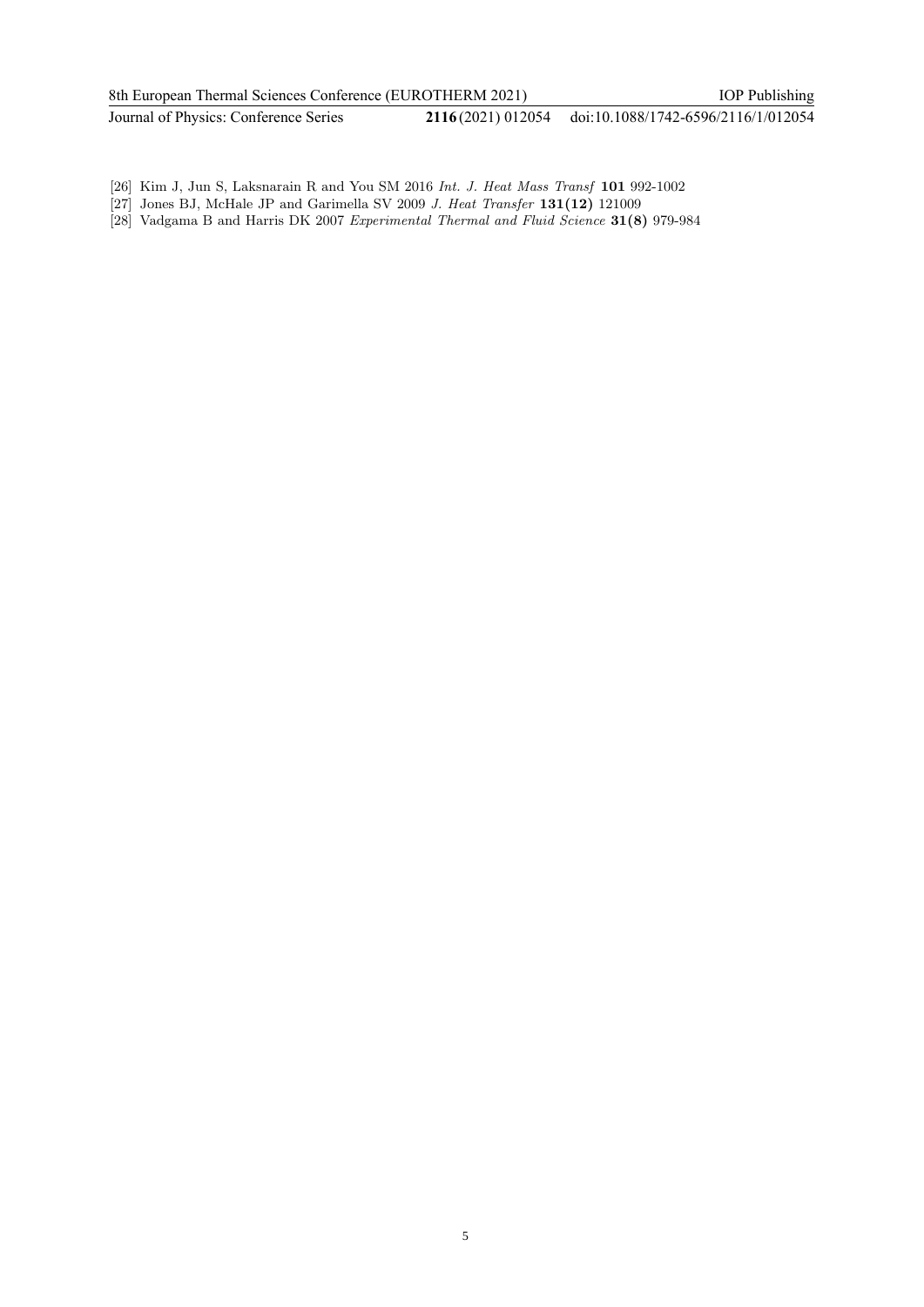[26] Kim J, Jun S, Laksnarain R and You SM 2016 *Int. J. Heat Mass Transf* **101** 992-1002

[27] Jones BJ, McHale JP and Garimella SV 2009 *J. Heat Transfer* **131(12)** 121009

[28] Vadgama B and Harris DK 2007 *Experimental Thermal and Fluid Science* **31(8)** 979-984